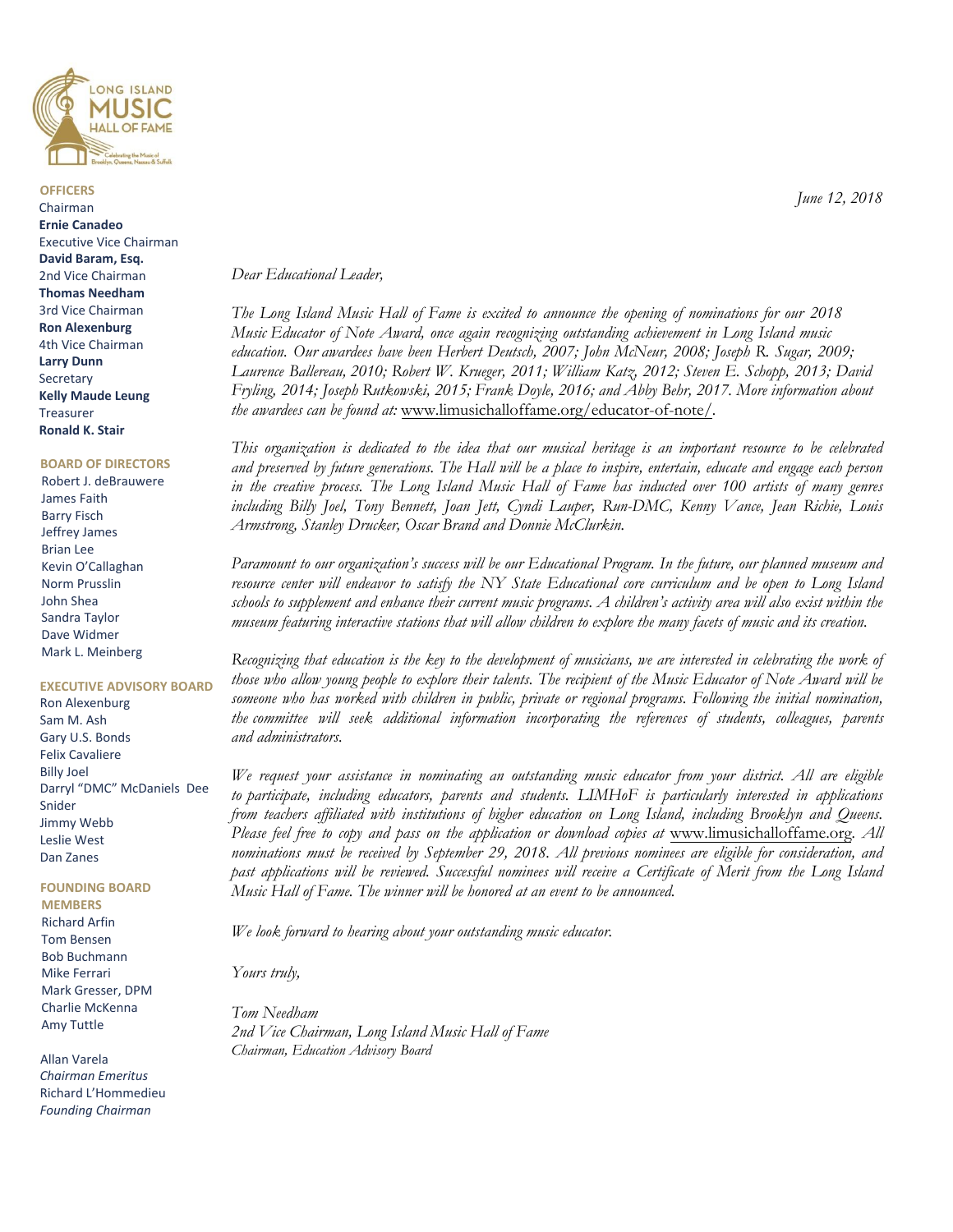LONG ISLAND MUSIC HALL OF FAME

Celebrating the Music of Brooklyn, Queens, Nassau & Suffolk

**OFFICERS**

Chairman
**Ernie Canadeo**
Executive Vice Chairman
**David Baram, Esq.**
2nd Vice Chairman
**Thomas Needham**
3rd Vice Chairman
**Ron Alexenburg**
4th Vice Chairman
**Larry Dunn**
Secretary
**Kelly Maude Leung**
Treasurer
**Ronald K. Stair**

**BOARD OF DIRECTORS**

Robert J. deBrauwere
James Faith
Barry Fisch
Jeffrey James
Brian Lee
Kevin O'Callaghan
Norm Prusslin
John Shea
Sandra Taylor
Dave Widmer
Mark L. Meinberg

**EXECUTIVE ADVISORY BOARD**

Ron Alexenburg
Sam M. Ash
Gary U.S. Bonds
Felix Cavaliere
Billy Joel
Darryl "DMC" McDaniels
Dee Snider
Jimmy Webb
Leslie West
Dan Zanes

**FOUNDING BOARD MEMBERS**

Richard Arfin
Tom Bensen
Bob Buchmann
Mike Ferrari
Mark Gresser, DPM
Charlie McKenna
Amy Tuttle

Allan Varela
*Chairman Emeritus*
Richard L'Hommedieu
*Founding Chairman*

*June 12, 2018*

*Dear Educational Leader,*

*The Long Island Music Hall of Fame is excited to announce the opening of nominations for our 2018 Music Educator of Note Award, once again recognizing outstanding achievement in Long Island music education. Our awardees have been Herbert Deutsch, 2007; John McNeur, 2008; Joseph R. Sugar, 2009; Laurence Ballereau, 2010; Robert W. Krueger, 2011; William Katz, 2012; Steven E. Schopp, 2013; David Fryling, 2014; Joseph Rutkowski, 2015; Frank Doyle, 2016; and Abby Behr, 2017. More information about the awardees can be found at:* www.limusichalloffame.org/educator-of-note/.

*This organization is dedicated to the idea that our musical heritage is an important resource to be celebrated and preserved by future generations. The Hall will be a place to inspire, entertain, educate and engage each person in the creative process. The Long Island Music Hall of Fame has inducted over 100 artists of many genres including Billy Joel, Tony Bennett, Joan Jett, Cyndi Lauper, Run-DMC, Kenny Vance, Jean Richie, Louis Armstrong, Stanley Drucker, Oscar Brand and Donnie McClurkin.*

*Paramount to our organization's success will be our Educational Program. In the future, our planned museum and resource center will endeavor to satisfy the NY State Educational core curriculum and be open to Long Island schools to supplement and enhance their current music programs. A children's activity area will also exist within the museum featuring interactive stations that will allow children to explore the many facets of music and its creation.*

*Recognizing that education is the key to the development of musicians, we are interested in celebrating the work of those who allow young people to explore their talents. The recipient of the Music Educator of Note Award will be someone who has worked with children in public, private or regional programs. Following the initial nomination, the committee will seek additional information incorporating the references of students, colleagues, parents and administrators.*

*We request your assistance in nominating an outstanding music educator from your district. All are eligible to participate, including educators, parents and students. LIMHoF is particularly interested in applications from teachers affiliated with institutions of higher education on Long Island, including Brooklyn and Queens. Please feel free to copy and pass on the application or download copies at* www.limusichalloffame.org. *All nominations must be received by September 29, 2018. All previous nominees are eligible for consideration, and past applications will be reviewed. Successful nominees will receive a Certificate of Merit from the Long Island Music Hall of Fame. The winner will be honored at an event to be announced.*

*We look forward to hearing about your outstanding music educator.*

*Yours truly,*

*Tom Needham*
*2nd Vice Chairman, Long Island Music Hall of Fame*
*Chairman, Education Advisory Board*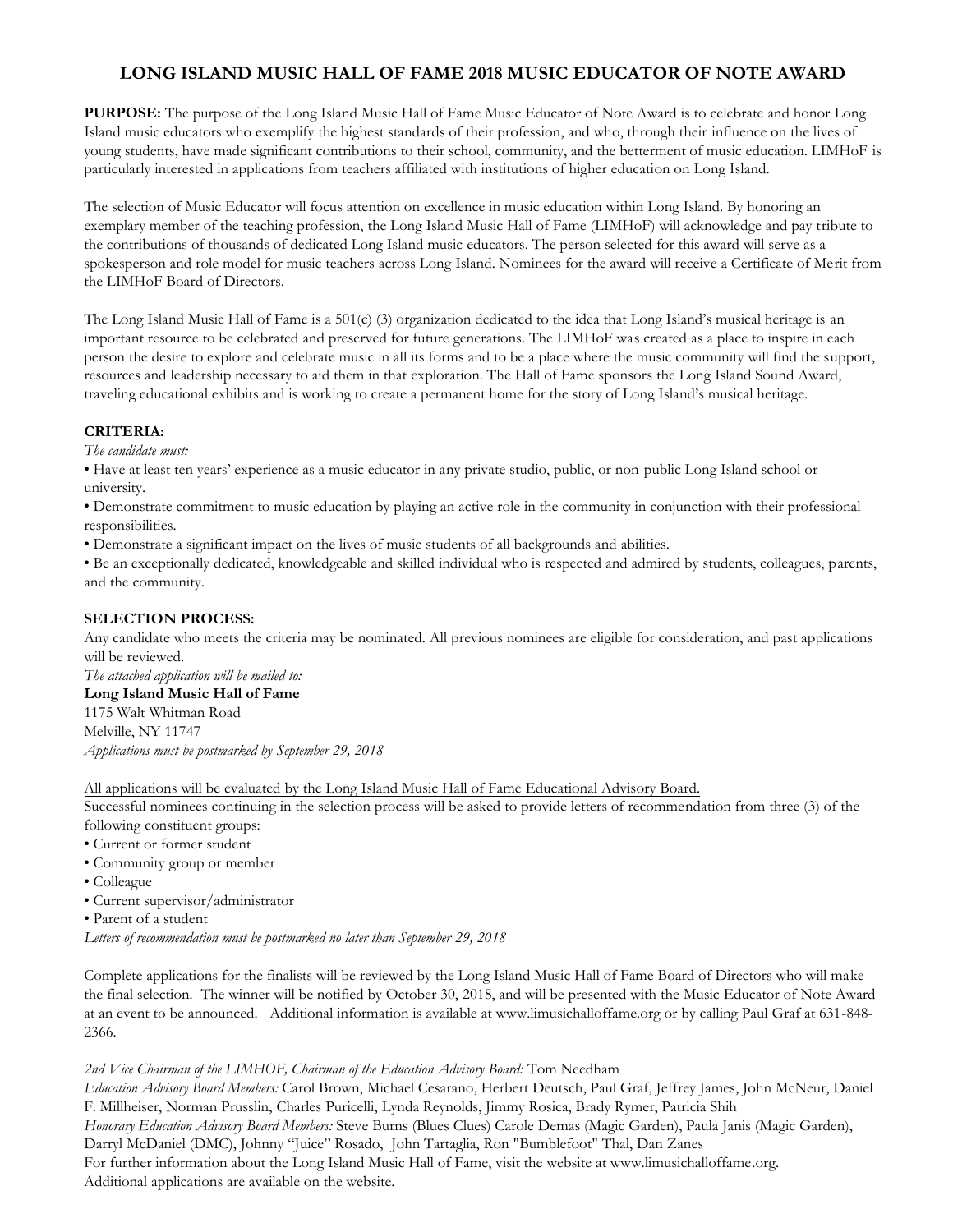# LONG ISLAND MUSIC HALL OF FAME 2018 MUSIC EDUCATOR OF NOTE AWARD

**PURPOSE:** The purpose of the Long Island Music Hall of Fame Music Educator of Note Award is to celebrate and honor Long Island music educators who exemplify the highest standards of their profession, and who, through their influence on the lives of young students, have made significant contributions to their school, community, and the betterment of music education. LIMHoF is particularly interested in applications from teachers affiliated with institutions of higher education on Long Island.

The selection of Music Educator will focus attention on excellence in music education within Long Island. By honoring an exemplary member of the teaching profession, the Long Island Music Hall of Fame (LIMHoF) will acknowledge and pay tribute to the contributions of thousands of dedicated Long Island music educators. The person selected for this award will serve as a spokesperson and role model for music teachers across Long Island. Nominees for the award will receive a Certificate of Merit from the LIMHoF Board of Directors.

The Long Island Music Hall of Fame is a 501(c) (3) organization dedicated to the idea that Long Island's musical heritage is an important resource to be celebrated and preserved for future generations. The LIMHoF was created as a place to inspire in each person the desire to explore and celebrate music in all its forms and to be a place where the music community will find the support, resources and leadership necessary to aid them in that exploration. The Hall of Fame sponsors the Long Island Sound Award, traveling educational exhibits and is working to create a permanent home for the story of Long Island's musical heritage.

**CRITERIA:**

*The candidate must:*

- Have at least ten years' experience as a music educator in any private studio, public, or non-public Long Island school or university.
- Demonstrate commitment to music education by playing an active role in the community in conjunction with their professional responsibilities.
- Demonstrate a significant impact on the lives of music students of all backgrounds and abilities.
- Be an exceptionally dedicated, knowledgeable and skilled individual who is respected and admired by students, colleagues, parents, and the community.

**SELECTION PROCESS:**

Any candidate who meets the criteria may be nominated. All previous nominees are eligible for consideration, and past applications will be reviewed.

*The attached application will be mailed to:*

**Long Island Music Hall of Fame**
1175 Walt Whitman Road
Melville, NY 11747

*Applications must be postmarked by September 29, 2018*

All applications will be evaluated by the Long Island Music Hall of Fame Educational Advisory Board.

Successful nominees continuing in the selection process will be asked to provide letters of recommendation from three (3) of the following constituent groups:

- Current or former student
- Community group or member
- Colleague
- Current supervisor/administrator
- Parent of a student

*Letters of recommendation must be postmarked no later than September 29, 2018*

Complete applications for the finalists will be reviewed by the Long Island Music Hall of Fame Board of Directors who will make the final selection. The winner will be notified by October 30, 2018, and will be presented with the Music Educator of Note Award at an event to be announced. Additional information is available at www.limusichalloffame.org or by calling Paul Graf at 631-848-2366.

*2nd Vice Chairman of the LIMHOF, Chairman of the Education Advisory Board:* Tom Needham

*Education Advisory Board Members:* Carol Brown, Michael Cesarano, Herbert Deutsch, Paul Graf, Jeffrey James, John McNeur, Daniel F. Millheiser, Norman Prusslin, Charles Puricelli, Lynda Reynolds, Jimmy Rosica, Brady Rymer, Patricia Shih

*Honorary Education Advisory Board Members:* Steve Burns (Blues Clues) Carole Demas (Magic Garden), Paula Janis (Magic Garden), Darryl McDaniel (DMC), Johnny "Juice" Rosado, John Tartaglia, Ron "Bumblefoot" Thal, Dan Zanes

For further information about the Long Island Music Hall of Fame, visit the website at www.limusichalloffame.org.
Additional applications are available on the website.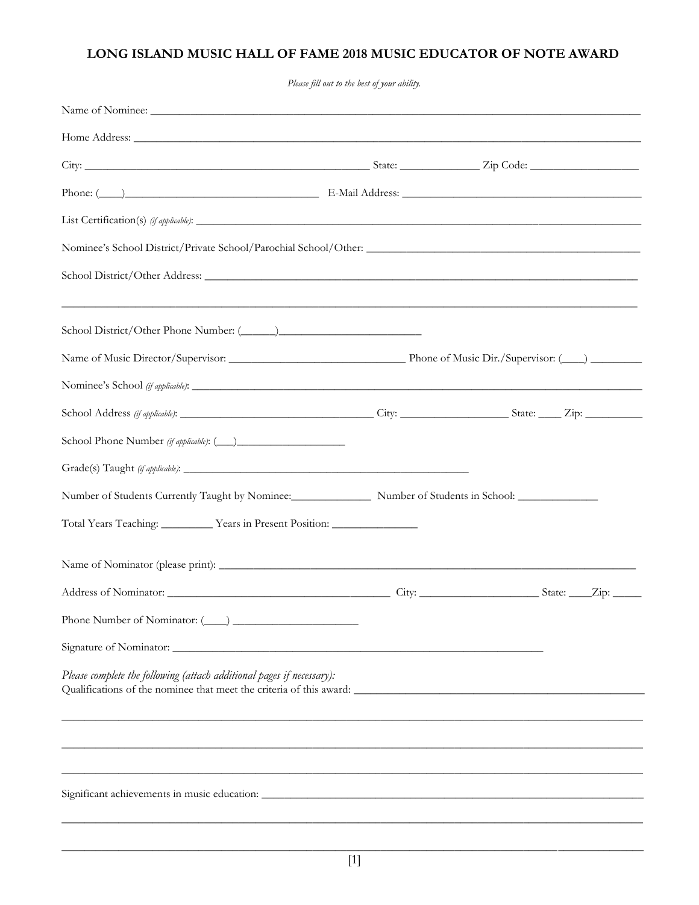# LONG ISLAND MUSIC HALL OF FAME 2018 MUSIC EDUCATOR OF NOTE AWARD

*Please fill out to the best of your ability.*

Name of Nominee: ______________________________________________________________________________

Home Address: ________________________________________________________________________________

City: ____________________________________________ State: ____________ Zip Code: _________________

Phone: (____)_______________________________ E-Mail Address: _______________________________________

List Certification(s) *(if applicable)*: ____________________________________________________________________

Nominee's School District/Private School/Parochial School/Other: _____________________________________________

School District/Other Address: _______________________________________________________________________

______________________________________________________________________________________________

School District/Other Phone Number: (______)________________________

Name of Music Director/Supervisor: ____________________________ Phone of Music Dir./Supervisor: (____) ________

Nominee's School *(if applicable)*: _______________________________________________________________________

School Address *(if applicable)*: ______________________________ City: _________________ State: ____ Zip: _________

School Phone Number *(if applicable)*: (___)_________________

Grade(s) Taught *(if applicable)*: ______________________________________________

Number of Students Currently Taught by Nominee:____________ Number of Students in School: ____________

Total Years Teaching: ________ Years in Present Position: _____________

Name of Nominator (please print): ______________________________________________________________________

Address of Nominator: ___________________________________ City: __________________ State: ____Zip: _____

Phone Number of Nominator: (____) ____________________

Signature of Nominator: ____________________________________________________________

*Please complete the following (attach additional pages if necessary):*

Qualifications of the nominee that meet the criteria of this award: _____________________________________________

______________________________________________________________________________________________

______________________________________________________________________________________________

______________________________________________________________________________________________

Significant achievements in music education: ____________________________________________________________

______________________________________________________________________________________________

______________________________________________________________________________________________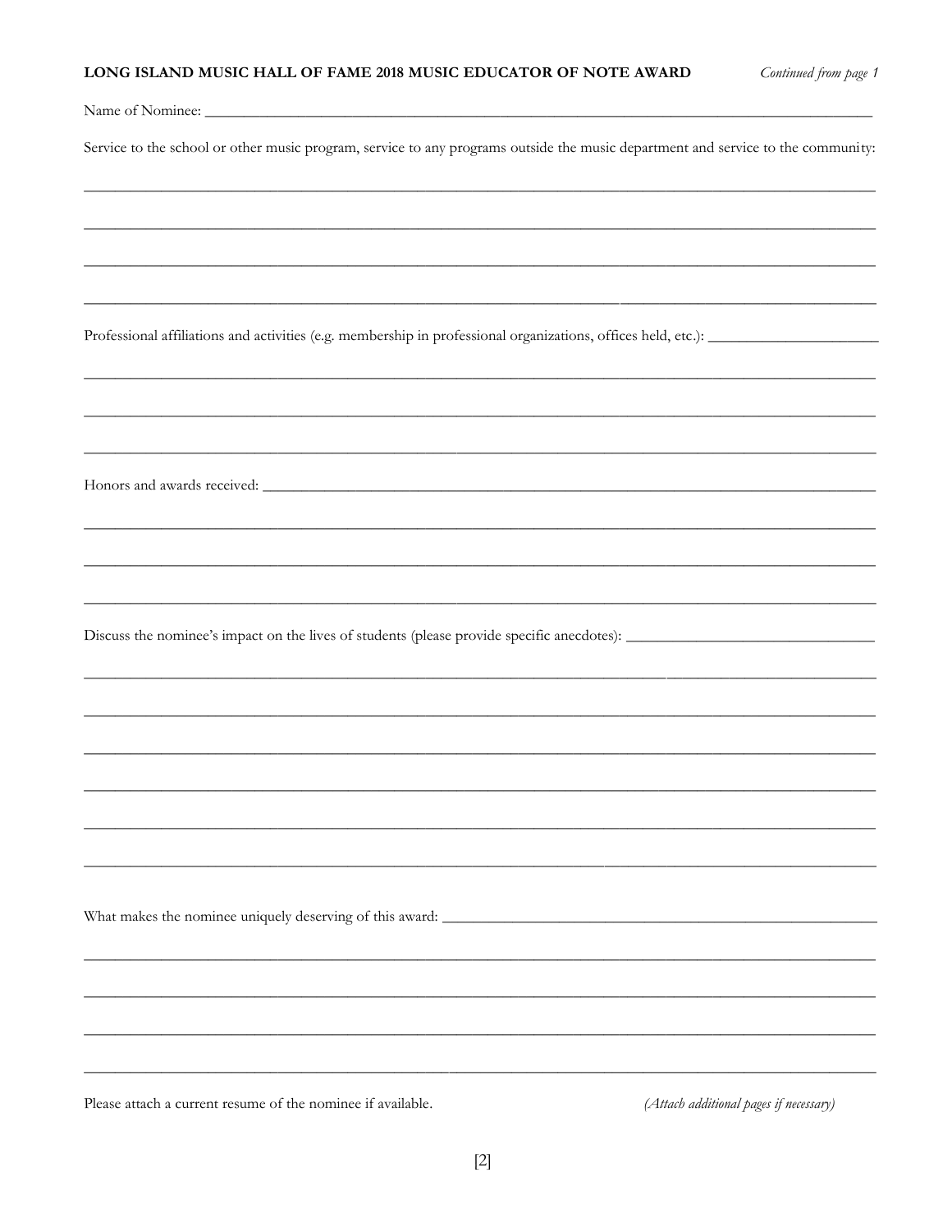**LONG ISLAND MUSIC HALL OF FAME 2018 MUSIC EDUCATOR OF NOTE AWARD** *Continued from page 1*

Name of Nominee: ______________________________________________________________________________

Service to the school or other music program, service to any programs outside the music department and service to the community:

______________________________________________________________________________

______________________________________________________________________________

______________________________________________________________________________

______________________________________________________________________________

Professional affiliations and activities (e.g. membership in professional organizations, offices held, etc.): ______________________

______________________________________________________________________________

______________________________________________________________________________

______________________________________________________________________________

Honors and awards received: ______________________________________________________________________________

______________________________________________________________________________

______________________________________________________________________________

______________________________________________________________________________

Discuss the nominee's impact on the lives of students (please provide specific anecdotes): ________________________________

______________________________________________________________________________

______________________________________________________________________________

______________________________________________________________________________

______________________________________________________________________________

______________________________________________________________________________

______________________________________________________________________________

What makes the nominee uniquely deserving of this award: ____________________________________________________________

______________________________________________________________________________

______________________________________________________________________________

______________________________________________________________________________

______________________________________________________________________________

Please attach a current resume of the nominee if available. *(Attach additional pages if necessary)*